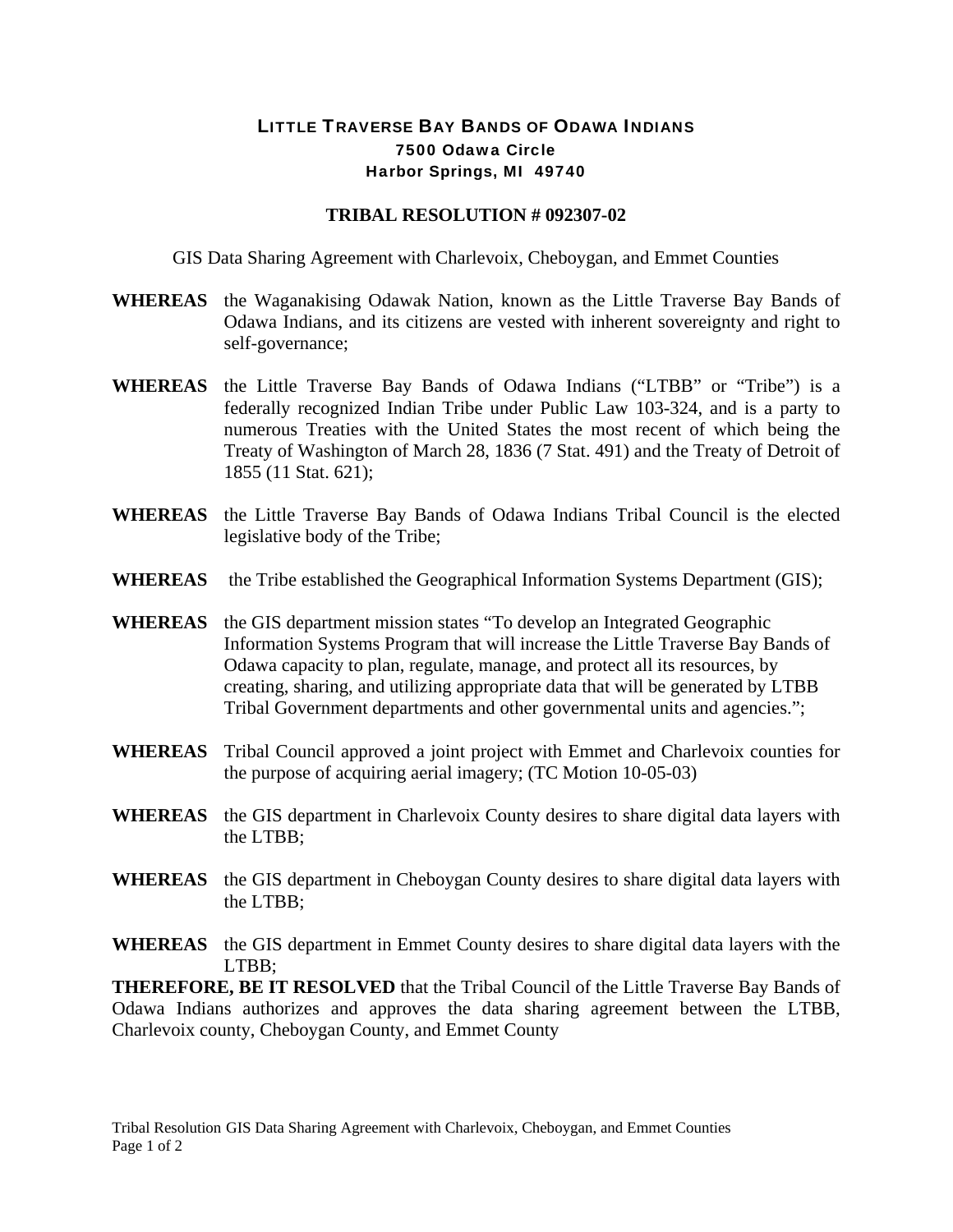# LITTLE TRAVERSE BAY BANDS OF ODAWA INDIANS

**7500 Odawa Circle**
**Harbor Springs, MI 49740**

## TRIBAL RESOLUTION # 092307-02

GIS Data Sharing Agreement with Charlevoix, Cheboygan, and Emmet Counties

**WHEREAS** the Waganakising Odawak Nation, known as the Little Traverse Bay Bands of Odawa Indians, and its citizens are vested with inherent sovereignty and right to self-governance;

**WHEREAS** the Little Traverse Bay Bands of Odawa Indians ("LTBB" or "Tribe") is a federally recognized Indian Tribe under Public Law 103-324, and is a party to numerous Treaties with the United States the most recent of which being the Treaty of Washington of March 28, 1836 (7 Stat. 491) and the Treaty of Detroit of 1855 (11 Stat. 621);

**WHEREAS** the Little Traverse Bay Bands of Odawa Indians Tribal Council is the elected legislative body of the Tribe;

**WHEREAS** the Tribe established the Geographical Information Systems Department (GIS);

**WHEREAS** the GIS department mission states "To develop an Integrated Geographic Information Systems Program that will increase the Little Traverse Bay Bands of Odawa capacity to plan, regulate, manage, and protect all its resources, by creating, sharing, and utilizing appropriate data that will be generated by LTBB Tribal Government departments and other governmental units and agencies.";

**WHEREAS** Tribal Council approved a joint project with Emmet and Charlevoix counties for the purpose of acquiring aerial imagery; (TC Motion 10-05-03)

**WHEREAS** the GIS department in Charlevoix County desires to share digital data layers with the LTBB;

**WHEREAS** the GIS department in Cheboygan County desires to share digital data layers with the LTBB;

**WHEREAS** the GIS department in Emmet County desires to share digital data layers with the LTBB;

**THEREFORE, BE IT RESOLVED** that the Tribal Council of the Little Traverse Bay Bands of Odawa Indians authorizes and approves the data sharing agreement between the LTBB, Charlevoix county, Cheboygan County, and Emmet County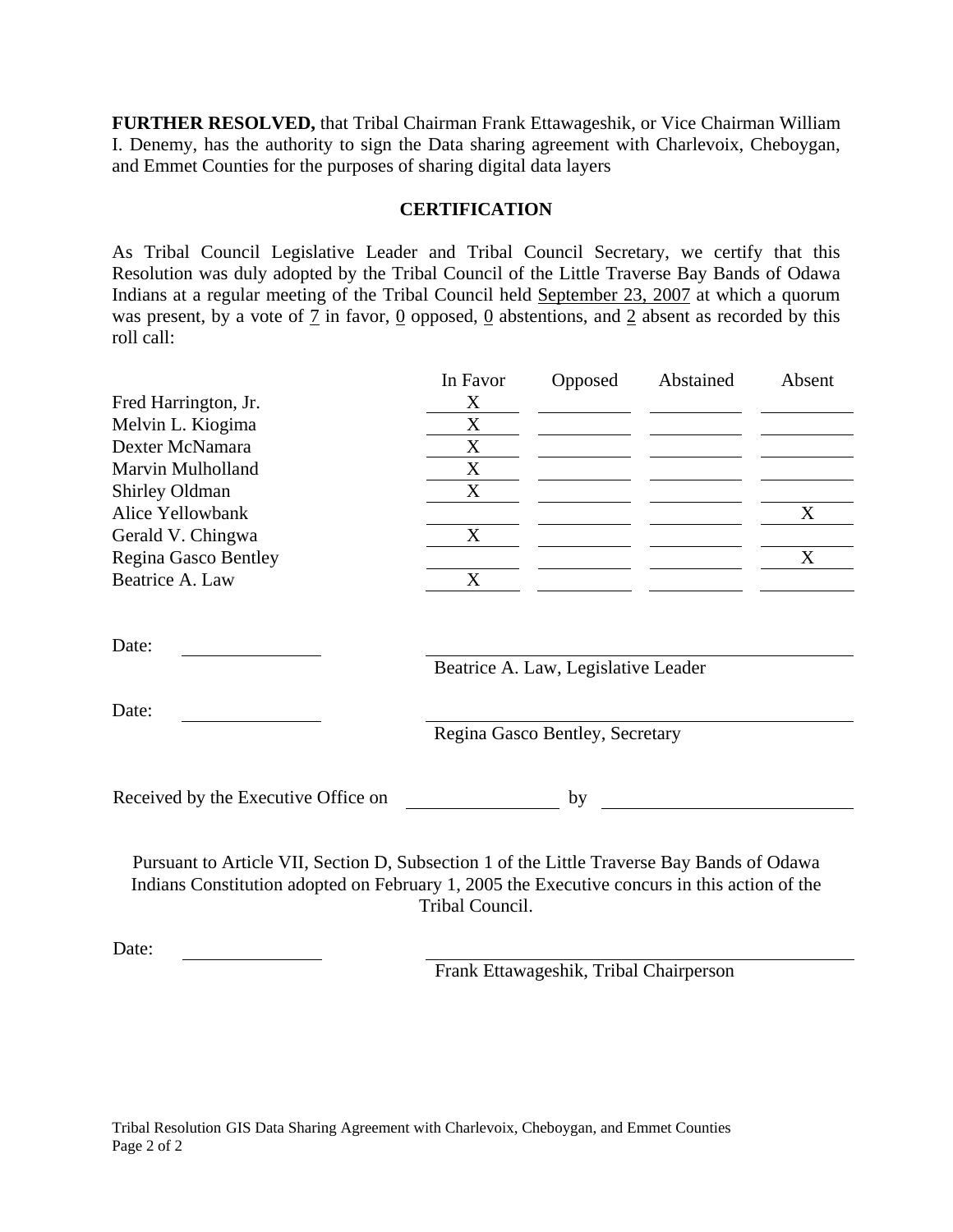**FURTHER RESOLVED,** that Tribal Chairman Frank Ettawageshik, or Vice Chairman William I. Denemy, has the authority to sign the Data sharing agreement with Charlevoix, Cheboygan, and Emmet Counties for the purposes of sharing digital data layers

## CERTIFICATION

As Tribal Council Legislative Leader and Tribal Council Secretary, we certify that this Resolution was duly adopted by the Tribal Council of the Little Traverse Bay Bands of Odawa Indians at a regular meeting of the Tribal Council held September 23, 2007 at which a quorum was present, by a vote of 7 in favor, 0 opposed, 0 abstentions, and 2 absent as recorded by this roll call:

| | In Favor | Opposed | Abstained | Absent |
|---|---|---|---|---|
| Fred Harrington, Jr. | X | | | |
| Melvin L. Kiogima | X | | | |
| Dexter McNamara | X | | | |
| Marvin Mulholland | X | | | |
| Shirley Oldman | X | | | |
| Alice Yellowbank | | | | X |
| Gerald V. Chingwa | X | | | |
| Regina Gasco Bentley | | | | X |
| Beatrice A. Law | X | | | |

Date: ______________ ______________________________
Beatrice A. Law, Legislative Leader

Date: ______________ ______________________________
Regina Gasco Bentley, Secretary

Received by the Executive Office on ______________ by ______________________

Pursuant to Article VII, Section D, Subsection 1 of the Little Traverse Bay Bands of Odawa Indians Constitution adopted on February 1, 2005 the Executive concurs in this action of the Tribal Council.

Date: ______________ ______________________________
Frank Ettawageshik, Tribal Chairperson